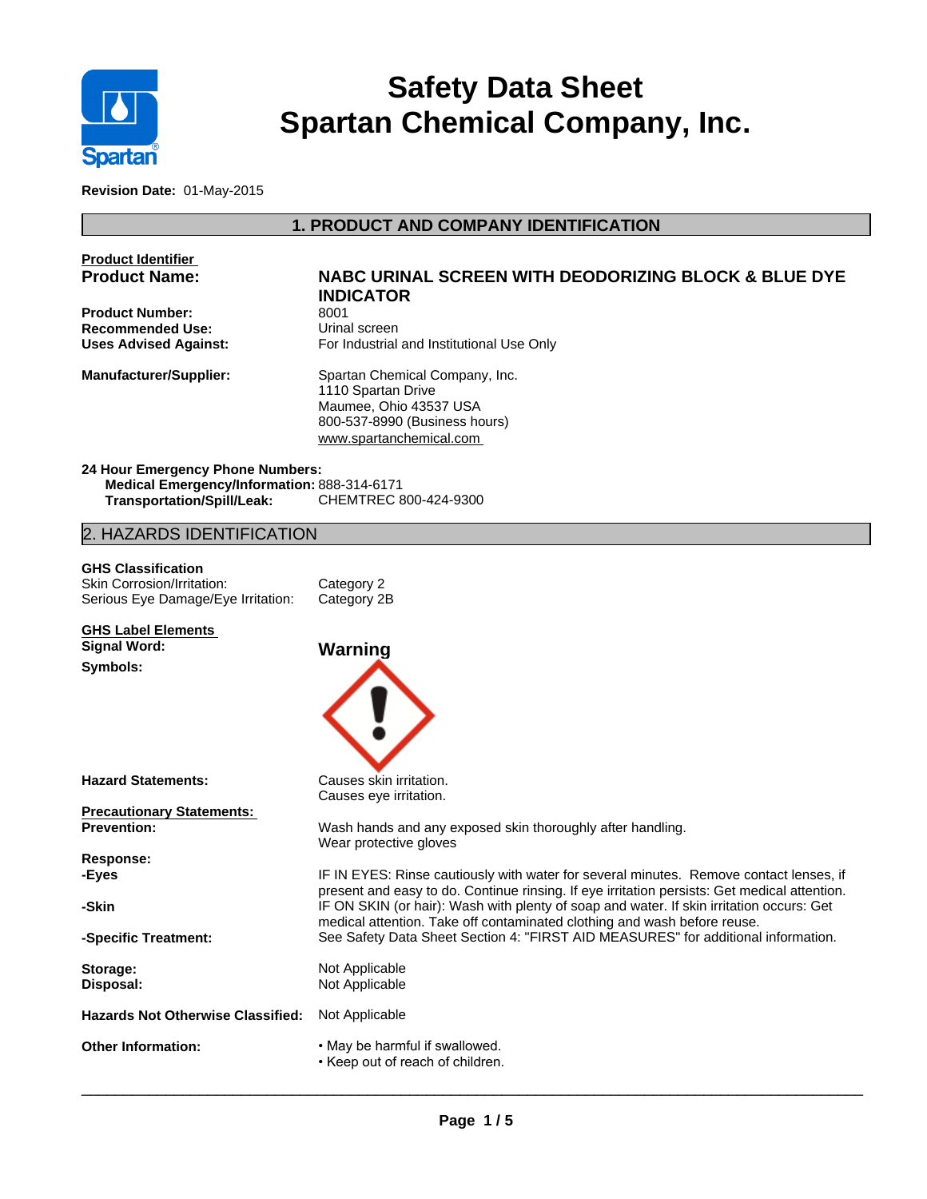# Safety Data Sheet
# Spartan Chemical Company, Inc.

**Revision Date:** 01-May-2015

## 1. PRODUCT AND COMPANY IDENTIFICATION

**Product Identifier**

| | |
|---|---|
| **Product Name:** | **NABC URINAL SCREEN WITH DEODORIZING BLOCK & BLUE DYE INDICATOR** |
| **Product Number:** | 8001 |
| **Recommended Use:** | Urinal screen |
| **Uses Advised Against:** | For Industrial and Institutional Use Only |
| **Manufacturer/Supplier:** | Spartan Chemical Company, Inc.<br>1110 Spartan Drive<br>Maumee, Ohio 43537 USA<br>800-537-8990 (Business hours)<br>www.spartanchemical.com |

**24 Hour Emergency Phone Numbers:**

**Medical Emergency/Information:** 888-314-6171
**Transportation/Spill/Leak:** CHEMTREC 800-424-9300

## 2. HAZARDS IDENTIFICATION

**GHS Classification**

| | |
|---|---|
| Skin Corrosion/Irritation: | Category 2 |
| Serious Eye Damage/Eye Irritation: | Category 2B |

**GHS Label Elements**

**Signal Word:** **Warning**

**Symbols:**

**Hazard Statements:** Causes skin irritation.
Causes eye irritation.

**Precautionary Statements:**

**Prevention:** Wash hands and any exposed skin thoroughly after handling.
Wear protective gloves

**Response:**

**-Eyes** IF IN EYES: Rinse cautiously with water for several minutes. Remove contact lenses, if present and easy to do. Continue rinsing. If eye irritation persists: Get medical attention.

**-Skin** IF ON SKIN (or hair): Wash with plenty of soap and water. If skin irritation occurs: Get medical attention. Take off contaminated clothing and wash before reuse.

**-Specific Treatment:** See Safety Data Sheet Section 4: "FIRST AID MEASURES" for additional information.

**Storage:** Not Applicable
**Disposal:** Not Applicable

**Hazards Not Otherwise Classified:** Not Applicable

**Other Information:**
- May be harmful if swallowed.
- Keep out of reach of children.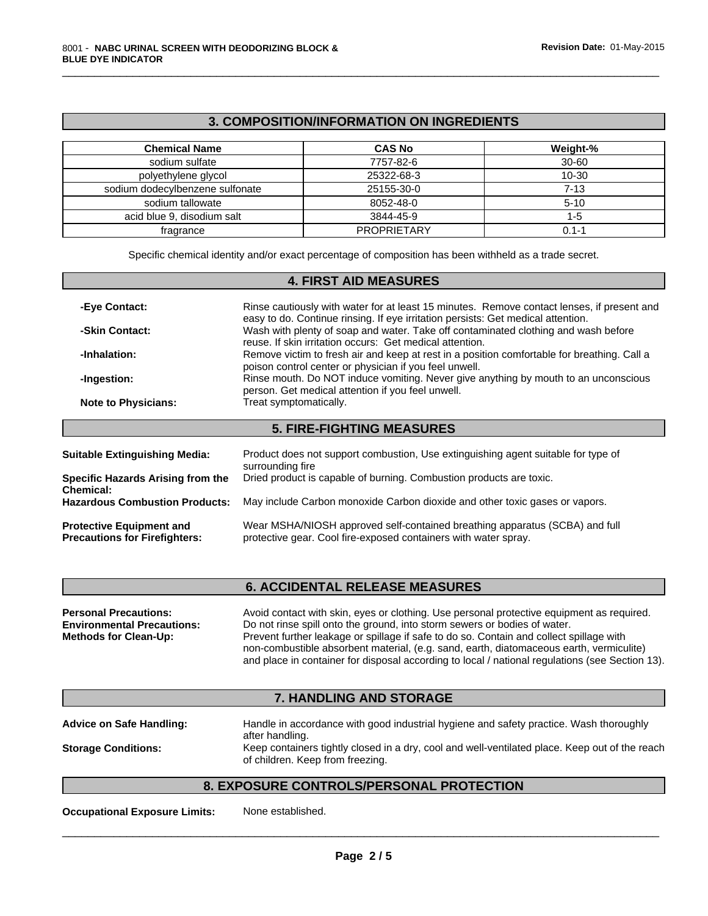## 3. COMPOSITION/INFORMATION ON INGREDIENTS

| Chemical Name | CAS No | Weight-% |
|---|---|---|
| sodium sulfate | 7757-82-6 | 30-60 |
| polyethylene glycol | 25322-68-3 | 10-30 |
| sodium dodecylbenzene sulfonate | 25155-30-0 | 7-13 |
| sodium tallowate | 8052-48-0 | 5-10 |
| acid blue 9, disodium salt | 3844-45-9 | 1-5 |
| fragrance | PROPRIETARY | 0.1-1 |

Specific chemical identity and/or exact percentage of composition has been withheld as a trade secret.

## 4. FIRST AID MEASURES

**-Eye Contact:** Rinse cautiously with water for at least 15 minutes. Remove contact lenses, if present and easy to do. Continue rinsing. If eye irritation persists: Get medical attention.

**-Skin Contact:** Wash with plenty of soap and water. Take off contaminated clothing and wash before reuse. If skin irritation occurs: Get medical attention.

**-Inhalation:** Remove victim to fresh air and keep at rest in a position comfortable for breathing. Call a poison control center or physician if you feel unwell.

**-Ingestion:** Rinse mouth. Do NOT induce vomiting. Never give anything by mouth to an unconscious person. Get medical attention if you feel unwell.

**Note to Physicians:** Treat symptomatically.

## 5. FIRE-FIGHTING MEASURES

**Suitable Extinguishing Media:** Product does not support combustion, Use extinguishing agent suitable for type of surrounding fire

**Specific Hazards Arising from the Chemical:** Dried product is capable of burning. Combustion products are toxic.

**Hazardous Combustion Products:** May include Carbon monoxide Carbon dioxide and other toxic gases or vapors.

**Protective Equipment and Precautions for Firefighters:** Wear MSHA/NIOSH approved self-contained breathing apparatus (SCBA) and full protective gear. Cool fire-exposed containers with water spray.

## 6. ACCIDENTAL RELEASE MEASURES

**Personal Precautions:** Avoid contact with skin, eyes or clothing. Use personal protective equipment as required.

**Environmental Precautions:** Do not rinse spill onto the ground, into storm sewers or bodies of water.

**Methods for Clean-Up:** Prevent further leakage or spillage if safe to do so. Contain and collect spillage with non-combustible absorbent material, (e.g. sand, earth, diatomaceous earth, vermiculite) and place in container for disposal according to local / national regulations (see Section 13).

## 7. HANDLING AND STORAGE

**Advice on Safe Handling:** Handle in accordance with good industrial hygiene and safety practice. Wash thoroughly after handling.

**Storage Conditions:** Keep containers tightly closed in a dry, cool and well-ventilated place. Keep out of the reach of children. Keep from freezing.

## 8. EXPOSURE CONTROLS/PERSONAL PROTECTION

**Occupational Exposure Limits:** None established.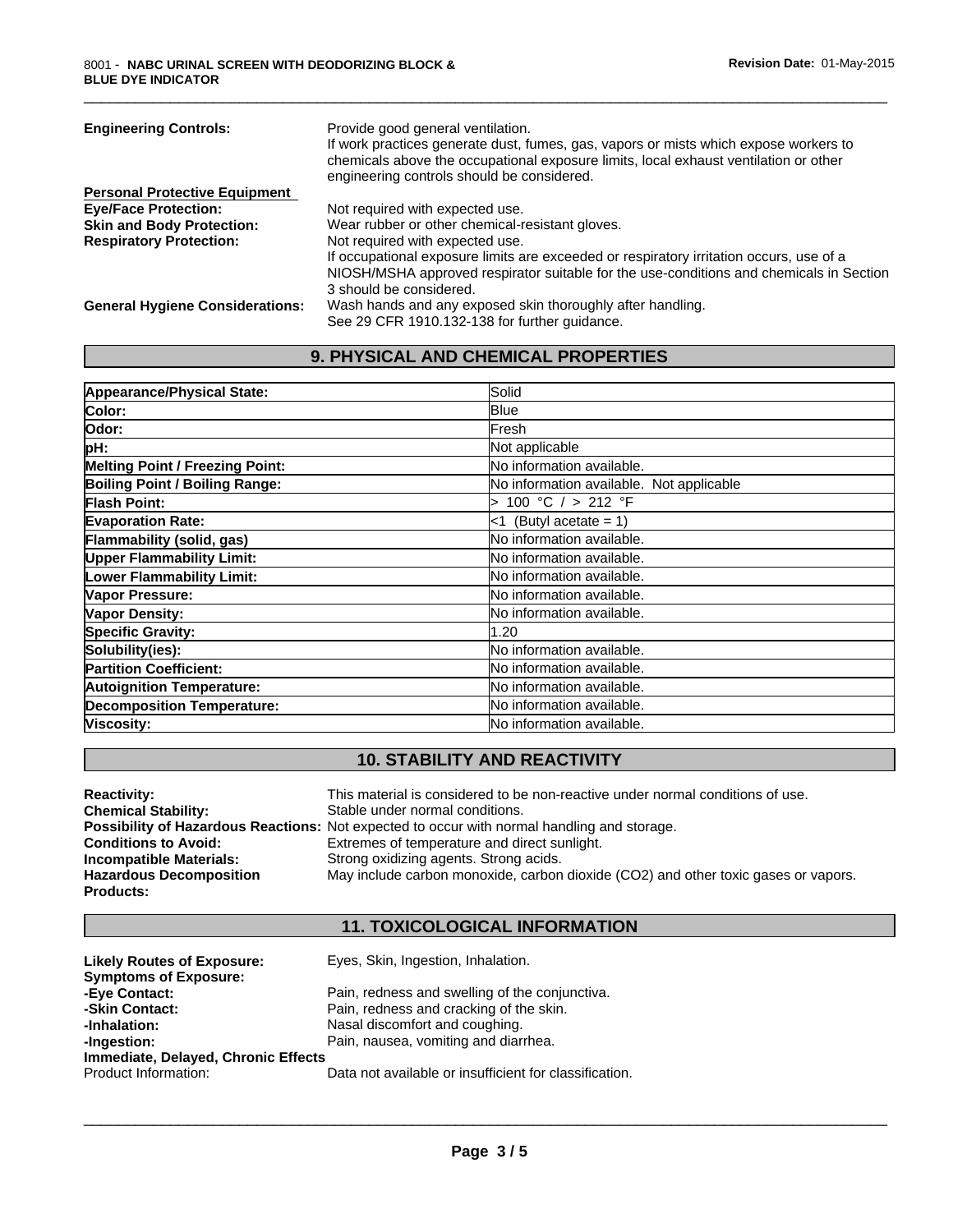**Engineering Controls:** Provide good general ventilation.
If work practices generate dust, fumes, gas, vapors or mists which expose workers to chemicals above the occupational exposure limits, local exhaust ventilation or other engineering controls should be considered.

**Personal Protective Equipment**

**Eye/Face Protection:** Not required with expected use.

**Skin and Body Protection:** Wear rubber or other chemical-resistant gloves.

**Respiratory Protection:** Not required with expected use.
If occupational exposure limits are exceeded or respiratory irritation occurs, use of a NIOSH/MSHA approved respirator suitable for the use-conditions and chemicals in Section 3 should be considered.

**General Hygiene Considerations:** Wash hands and any exposed skin thoroughly after handling.
See 29 CFR 1910.132-138 for further guidance.

## 9. PHYSICAL AND CHEMICAL PROPERTIES

| | |
|---|---|
| **Appearance/Physical State:** | Solid |
| **Color:** | Blue |
| **Odor:** | Fresh |
| **pH:** | Not applicable |
| **Melting Point / Freezing Point:** | No information available. |
| **Boiling Point / Boiling Range:** | No information available. Not applicable |
| **Flash Point:** | > 100 °C / > 212 °F |
| **Evaporation Rate:** | <1 (Butyl acetate = 1) |
| **Flammability (solid, gas)** | No information available. |
| **Upper Flammability Limit:** | No information available. |
| **Lower Flammability Limit:** | No information available. |
| **Vapor Pressure:** | No information available. |
| **Vapor Density:** | No information available. |
| **Specific Gravity:** | 1.20 |
| **Solubility(ies):** | No information available. |
| **Partition Coefficient:** | No information available. |
| **Autoignition Temperature:** | No information available. |
| **Decomposition Temperature:** | No information available. |
| **Viscosity:** | No information available. |

## 10. STABILITY AND REACTIVITY

**Reactivity:** This material is considered to be non-reactive under normal conditions of use.

**Chemical Stability:** Stable under normal conditions.

**Possibility of Hazardous Reactions:** Not expected to occur with normal handling and storage.

**Conditions to Avoid:** Extremes of temperature and direct sunlight.

**Incompatible Materials:** Strong oxidizing agents. Strong acids.

**Hazardous Decomposition Products:** May include carbon monoxide, carbon dioxide ($CO_2$) and other toxic gases or vapors.

## 11. TOXICOLOGICAL INFORMATION

**Likely Routes of Exposure:** Eyes, Skin, Ingestion, Inhalation.

**Symptoms of Exposure:**

**-Eye Contact:** Pain, redness and swelling of the conjunctiva.

**-Skin Contact:** Pain, redness and cracking of the skin.

**-Inhalation:** Nasal discomfort and coughing.

**-Ingestion:** Pain, nausea, vomiting and diarrhea.

**Immediate, Delayed, Chronic Effects**

Product Information: Data not available or insufficient for classification.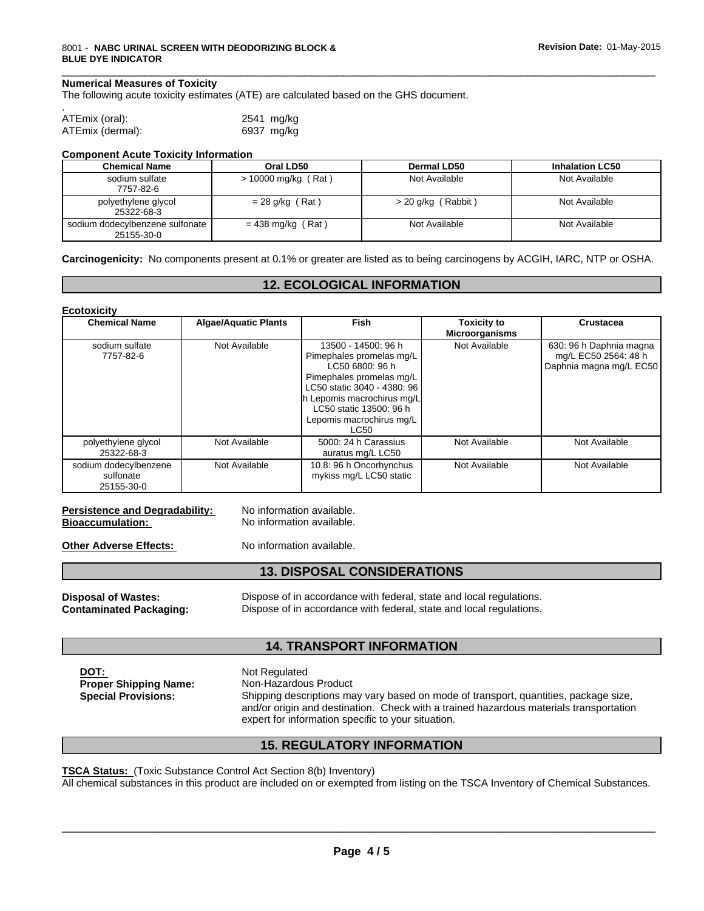**Numerical Measures of Toxicity**

The following acute toxicity estimates (ATE) are calculated based on the GHS document.

.

ATEmix (oral): 2541 mg/kg

ATEmix (dermal): 6937 mg/kg

**Component Acute Toxicity Information**

| Chemical Name | Oral LD50 | Dermal LD50 | Inhalation LC50 |
|---|---|---|---|
| sodium sulfate 7757-82-6 | > 10000 mg/kg ( Rat ) | Not Available | Not Available |
| polyethylene glycol 25322-68-3 | = 28 g/kg ( Rat ) | > 20 g/kg ( Rabbit ) | Not Available |
| sodium dodecylbenzene sulfonate 25155-30-0 | = 438 mg/kg ( Rat ) | Not Available | Not Available |

**Carcinogenicity:** No components present at 0.1% or greater are listed as to being carcinogens by ACGIH, IARC, NTP or OSHA.

## 12. ECOLOGICAL INFORMATION

**Ecotoxicity**

| Chemical Name | Algae/Aquatic Plants | Fish | Toxicity to Microorganisms | Crustacea |
|---|---|---|---|---|
| sodium sulfate 7757-82-6 | Not Available | 13500 - 14500: 96 h Pimephales promelas mg/L LC50 6800: 96 h Pimephales promelas mg/L LC50 static 3040 - 4380: 96 h Lepomis macrochirus mg/L LC50 static 13500: 96 h Lepomis macrochirus mg/L LC50 | Not Available | 630: 96 h Daphnia magna mg/L EC50 2564: 48 h Daphnia magna mg/L EC50 |
| polyethylene glycol 25322-68-3 | Not Available | 5000: 24 h Carassius auratus mg/L LC50 | Not Available | Not Available |
| sodium dodecylbenzene sulfonate 25155-30-0 | Not Available | 10.8: 96 h Oncorhynchus mykiss mg/L LC50 static | Not Available | Not Available |

**Persistence and Degradability:** No information available.

**Bioaccumulation:** No information available.

**Other Adverse Effects:** No information available.

## 13. DISPOSAL CONSIDERATIONS

**Disposal of Wastes:** Dispose of in accordance with federal, state and local regulations.

**Contaminated Packaging:** Dispose of in accordance with federal, state and local regulations.

## 14. TRANSPORT INFORMATION

**DOT:** Not Regulated

**Proper Shipping Name:** Non-Hazardous Product

**Special Provisions:** Shipping descriptions may vary based on mode of transport, quantities, package size, and/or origin and destination. Check with a trained hazardous materials transportation expert for information specific to your situation.

## 15. REGULATORY INFORMATION

**TSCA Status:** (Toxic Substance Control Act Section 8(b) Inventory)

All chemical substances in this product are included on or exempted from listing on the TSCA Inventory of Chemical Substances.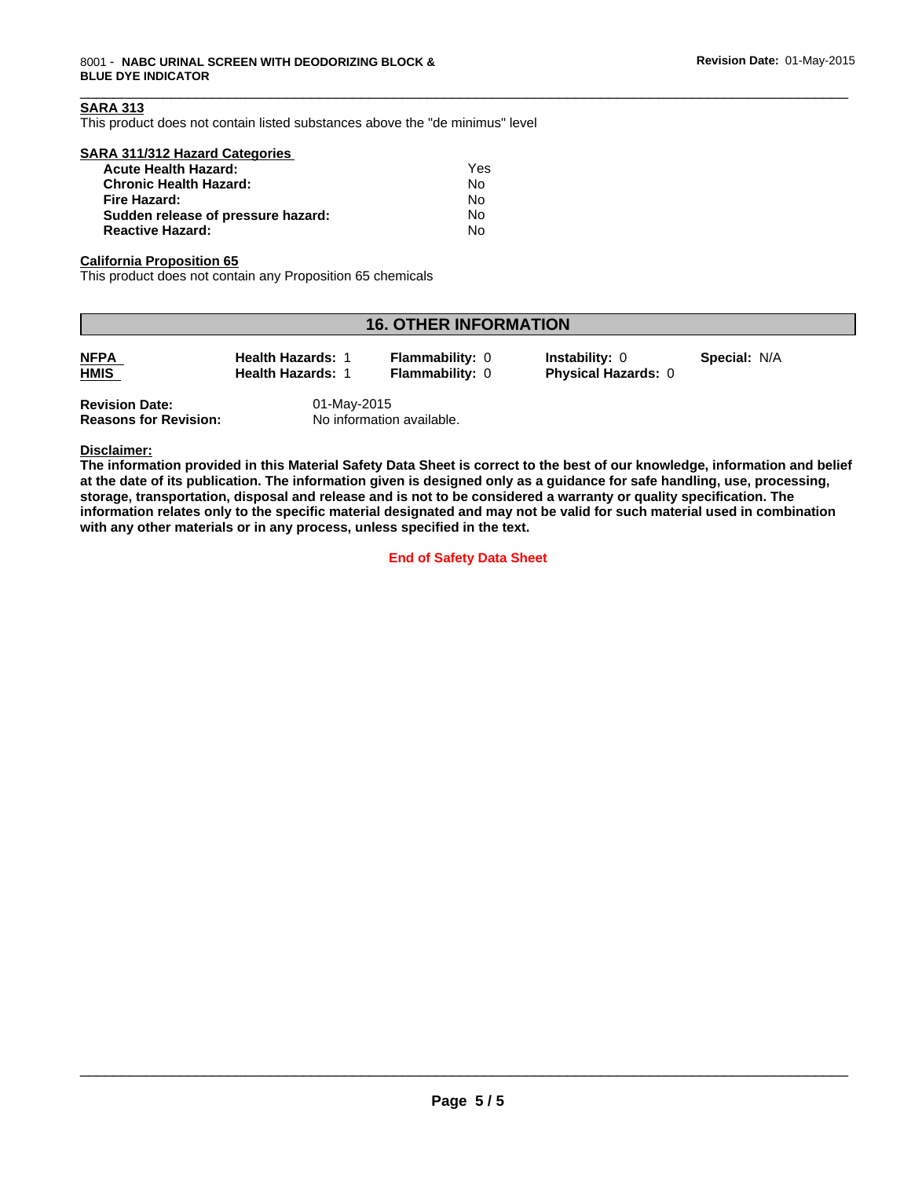### SARA 313

This product does not contain listed substances above the "de minimus" level

### SARA 311/312 Hazard Categories

| | |
|---|---|
| **Acute Health Hazard:** | Yes |
| **Chronic Health Hazard:** | No |
| **Fire Hazard:** | No |
| **Sudden release of pressure hazard:** | No |
| **Reactive Hazard:** | No |

### California Proposition 65

This product does not contain any Proposition 65 chemicals

## 16. OTHER INFORMATION

| | | | | |
|---|---|---|---|---|
| **NFPA** | **Health Hazards:** 1 | **Flammability:** 0 | **Instability:** 0 | **Special:** N/A |
| **HMIS** | **Health Hazards:** 1 | **Flammability:** 0 | **Physical Hazards:** 0 | |

**Revision Date:** 01-May-2015

**Reasons for Revision:** No information available.

### Disclaimer:

**The information provided in this Material Safety Data Sheet is correct to the best of our knowledge, information and belief at the date of its publication. The information given is designed only as a guidance for safe handling, use, processing, storage, transportation, disposal and release and is not to be considered a warranty or quality specification. The information relates only to the specific material designated and may not be valid for such material used in combination with any other materials or in any process, unless specified in the text.**

**End of Safety Data Sheet**